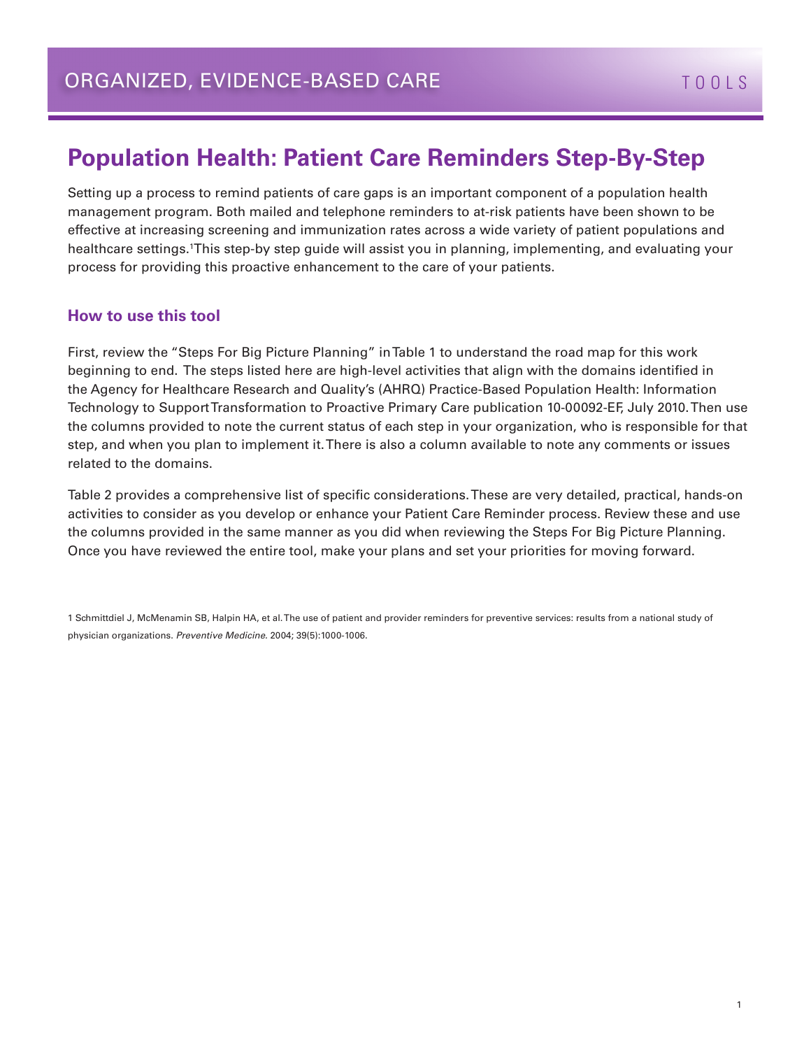ORGANIZED, EVIDENCE-BASED CARE

TOOLS

# Population Health: Patient Care Reminders Step-By-Step

Setting up a process to remind patients of care gaps is an important component of a population health management program. Both mailed and telephone reminders to at-risk patients have been shown to be effective at increasing screening and immunization rates across a wide variety of patient populations and healthcare settings.[1] This step-by step guide will assist you in planning, implementing, and evaluating your process for providing this proactive enhancement to the care of your patients.

## How to use this tool

First, review the "Steps For Big Picture Planning" in Table 1 to understand the road map for this work beginning to end. The steps listed here are high-level activities that align with the domains identified in the Agency for Healthcare Research and Quality's (AHRQ) Practice-Based Population Health: Information Technology to Support Transformation to Proactive Primary Care publication 10-00092-EF, July 2010. Then use the columns provided to note the current status of each step in your organization, who is responsible for that step, and when you plan to implement it. There is also a column available to note any comments or issues related to the domains.

Table 2 provides a comprehensive list of specific considerations. These are very detailed, practical, hands-on activities to consider as you develop or enhance your Patient Care Reminder process. Review these and use the columns provided in the same manner as you did when reviewing the Steps For Big Picture Planning. Once you have reviewed the entire tool, make your plans and set your priorities for moving forward.

1 Schmittdiel J, McMenamin SB, Halpin HA, et al. The use of patient and provider reminders for preventive services: results from a national study of physician organizations. *Preventive Medicine.* 2004; 39(5):1000-1006.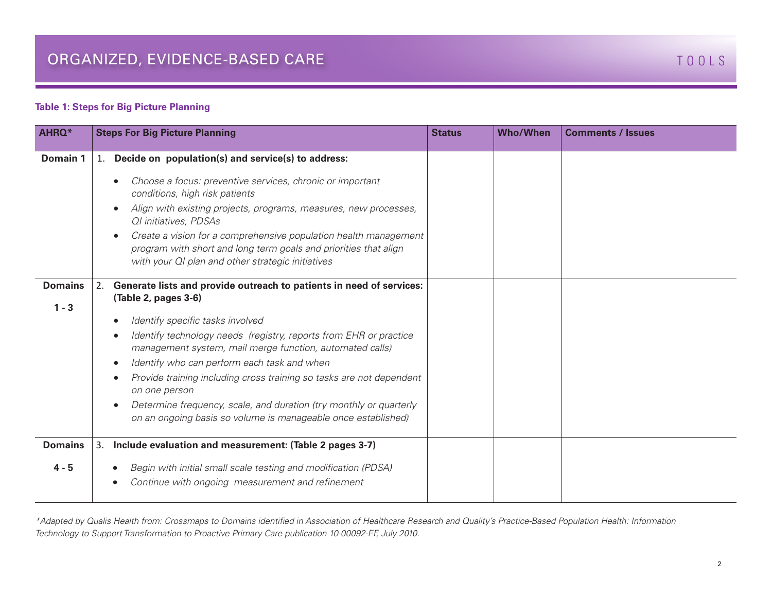# ORGANIZED, EVIDENCE-BASED CARE

**Table 1: Steps for Big Picture Planning**

| AHRQ* | Steps For Big Picture Planning | Status | Who/When | Comments / Issues |
|---|---|---|---|---|
| **Domain 1** | 1. **Decide on population(s) and service(s) to address:**<br>• *Choose a focus: preventive services, chronic or important conditions, high risk patients*<br>• *Align with existing projects, programs, measures, new processes, QI initiatives, PDSAs*<br>• *Create a vision for a comprehensive population health management program with short and long term goals and priorities that align with your QI plan and other strategic initiatives* | | | |
| **Domains 1 - 3** | 2. **Generate lists and provide outreach to patients in need of services: (Table 2, pages 3-6)**<br>• *Identify specific tasks involved*<br>• *Identify technology needs (registry, reports from EHR or practice management system, mail merge function, automated calls)*<br>• *Identify who can perform each task and when*<br>• *Provide training including cross training so tasks are not dependent on one person*<br>• *Determine frequency, scale, and duration (try monthly or quarterly on an ongoing basis so volume is manageable once established)* | | | |
| **Domains 4 - 5** | 3. **Include evaluation and measurement: (Table 2 pages 3-7)**<br>• *Begin with initial small scale testing and modification (PDSA)*<br>• *Continue with ongoing measurement and refinement* | | | |

*\*Adapted by Qualis Health from: Crossmaps to Domains identified in Association of Healthcare Research and Quality's Practice-Based Population Health: Information Technology to Support Transformation to Proactive Primary Care publication 10-00092-EF, July 2010.*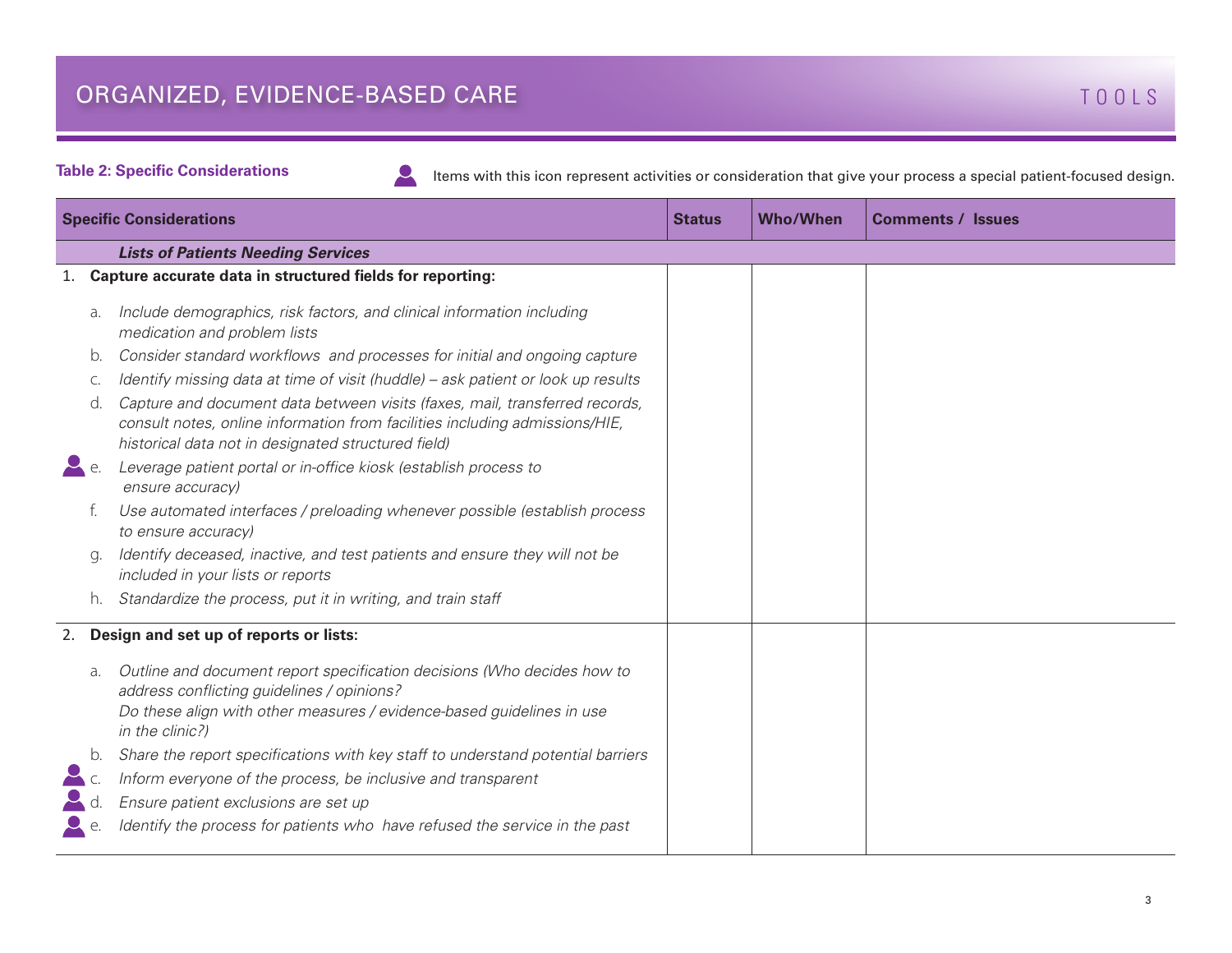## ORGANIZED, EVIDENCE-BASED CARE

TOOLS

**Table 2: Specific Considerations**

👤 Items with this icon represent activities or consideration that give your process a special patient-focused design.

| Specific Considerations | Status | Who/When | Comments / Issues |
|---|---|---|---|
| ***Lists of Patients Needing Services*** | | | |
| 1. **Capture accurate data in structured fields for reporting:**<br>a. *Include demographics, risk factors, and clinical information including medication and problem lists*<br>b. *Consider standard workflows and processes for initial and ongoing capture*<br>c. *Identify missing data at time of visit (huddle) – ask patient or look up results*<br>d. *Capture and document data between visits (faxes, mail, transferred records, consult notes, online information from facilities including admissions/HIE, historical data not in designated structured field)*<br>👤 e. *Leverage patient portal or in-office kiosk (establish process to ensure accuracy)*<br>f. *Use automated interfaces / preloading whenever possible (establish process to ensure accuracy)*<br>g. *Identify deceased, inactive, and test patients and ensure they will not be included in your lists or reports*<br>h. *Standardize the process, put it in writing, and train staff* | | | |
| 2. **Design and set up of reports or lists:**<br>a. *Outline and document report specification decisions (Who decides how to address conflicting guidelines / opinions? Do these align with other measures / evidence-based guidelines in use in the clinic?)*<br>b. *Share the report specifications with key staff to understand potential barriers*<br>👤 c. *Inform everyone of the process, be inclusive and transparent*<br>👤 d. *Ensure patient exclusions are set up*<br>👤 e. *Identify the process for patients who have refused the service in the past* | | | |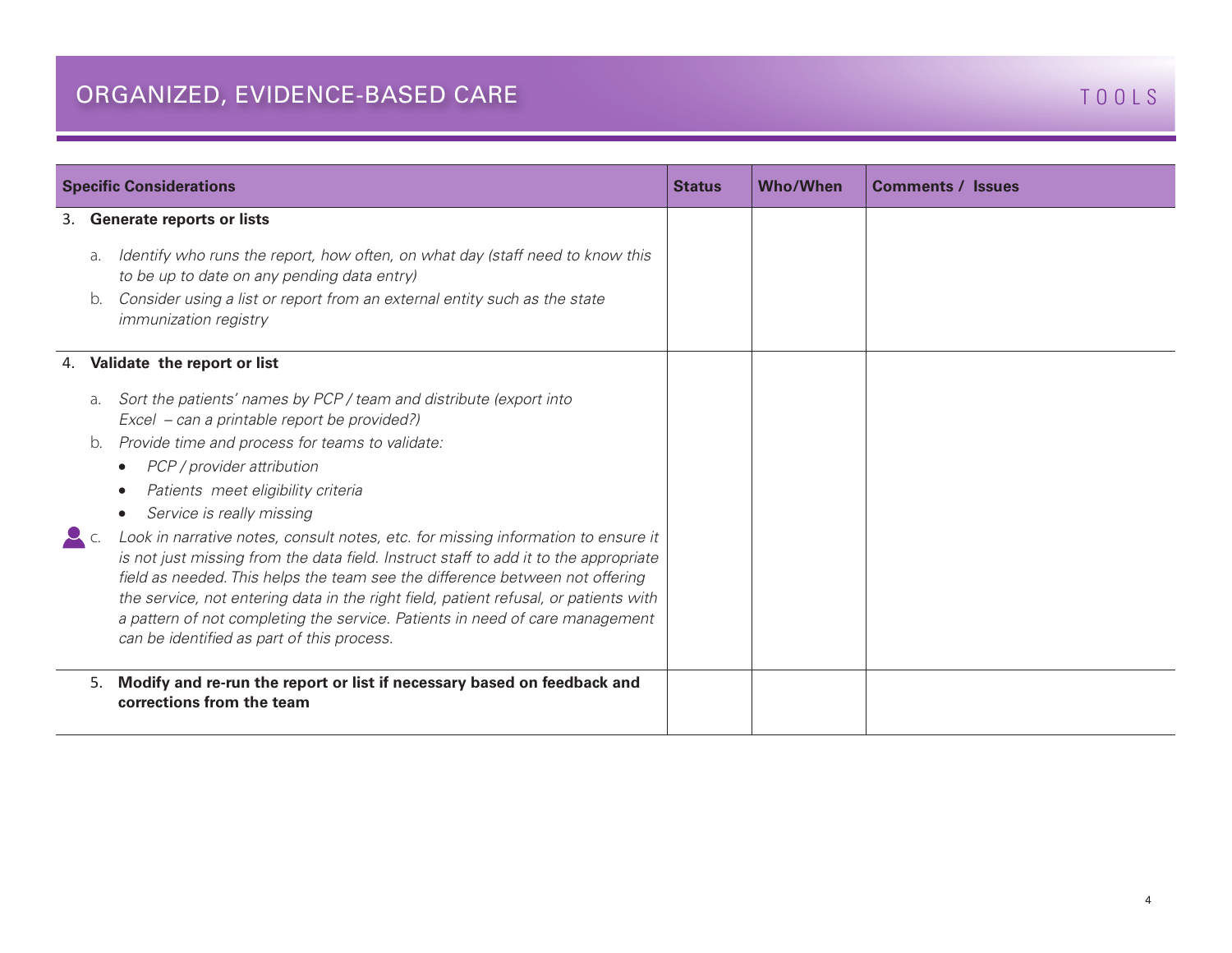| Specific Considerations | Status | Who/When | Comments / Issues |
|---|---|---|---|
| 3. **Generate reports or lists**<br><br>a. *Identify who runs the report, how often, on what day (staff need to know this to be up to date on any pending data entry)*<br>b. *Consider using a list or report from an external entity such as the state immunization registry* | | | |
| 4. **Validate the report or list**<br><br>a. *Sort the patients' names by PCP / team and distribute (export into Excel – can a printable report be provided?)*<br>b. *Provide time and process for teams to validate:*<br>• *PCP / provider attribution*<br>• *Patients meet eligibility criteria*<br>• *Service is really missing*<br>c. *Look in narrative notes, consult notes, etc. for missing information to ensure it is not just missing from the data field. Instruct staff to add it to the appropriate field as needed. This helps the team see the difference between not offering the service, not entering data in the right field, patient refusal, or patients with a pattern of not completing the service. Patients in need of care management can be identified as part of this process.* | | | |
| 5. **Modify and re-run the report or list if necessary based on feedback and corrections from the team** | | | |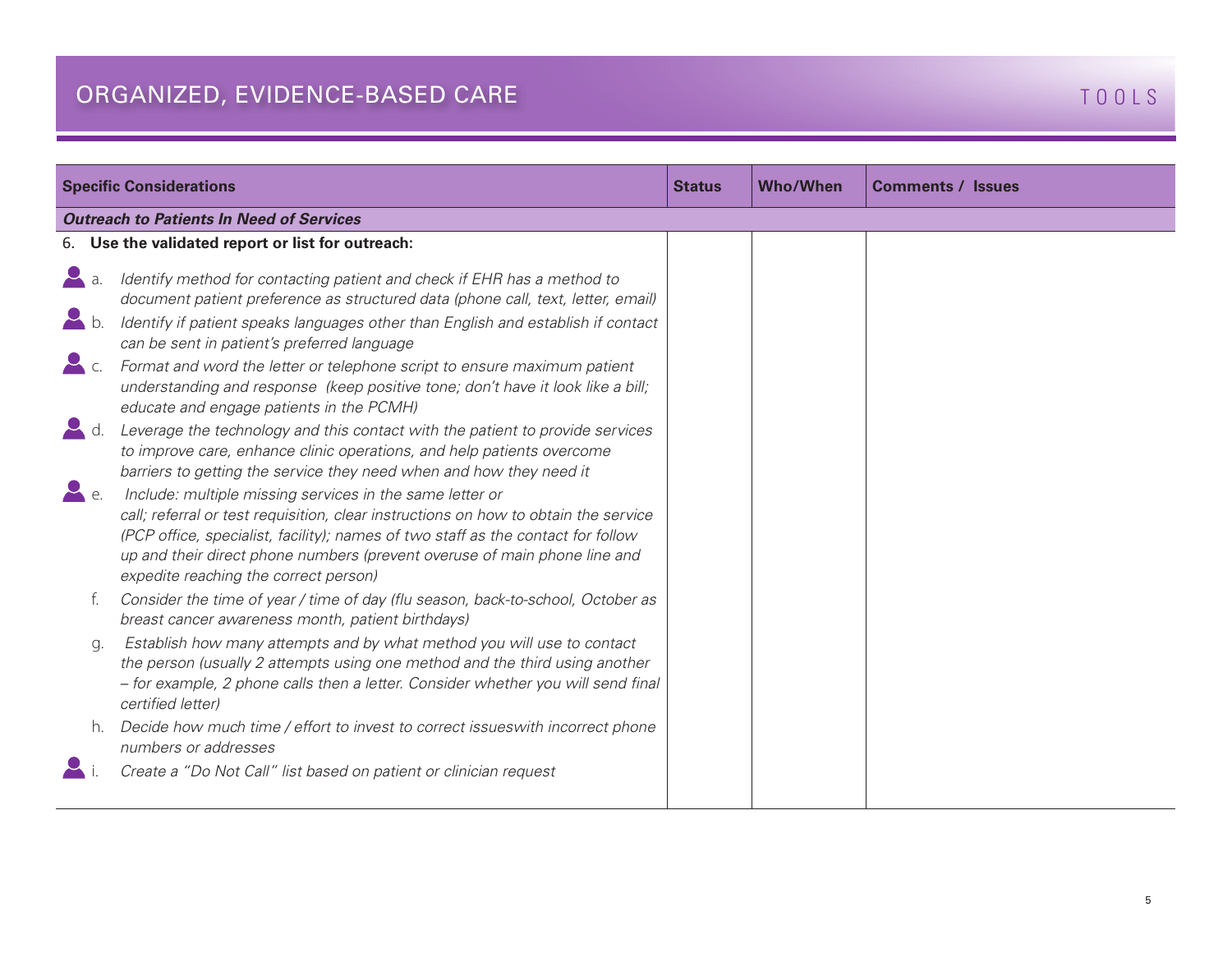## ORGANIZED, EVIDENCE-BASED CARE

TOOLS

| Specific Considerations | Status | Who/When | Comments / Issues |
|---|---|---|---|
| ***Outreach to Patients In Need of Services*** | | | |
| 6. **Use the validated report or list for outreach:** | | | |
| a. *Identify method for contacting patient and check if EHR has a method to document patient preference as structured data (phone call, text, letter, email)* | | | |
| b. *Identify if patient speaks languages other than English and establish if contact can be sent in patient's preferred language* | | | |
| c. *Format and word the letter or telephone script to ensure maximum patient understanding and response (keep positive tone; don't have it look like a bill; educate and engage patients in the PCMH)* | | | |
| d. *Leverage the technology and this contact with the patient to provide services to improve care, enhance clinic operations, and help patients overcome barriers to getting the service they need when and how they need it* | | | |
| e. *Include: multiple missing services in the same letter or call; referral or test requisition, clear instructions on how to obtain the service (PCP office, specialist, facility); names of two staff as the contact for follow up and their direct phone numbers (prevent overuse of main phone line and expedite reaching the correct person)* | | | |
| f. *Consider the time of year / time of day (flu season, back-to-school, October as breast cancer awareness month, patient birthdays)* | | | |
| g. *Establish how many attempts and by what method you will use to contact the person (usually 2 attempts using one method and the third using another – for example, 2 phone calls then a letter. Consider whether you will send final certified letter)* | | | |
| h. *Decide how much time / effort to invest to correct issueswith incorrect phone numbers or addresses* | | | |
| i. *Create a "Do Not Call" list based on patient or clinician request* | | | |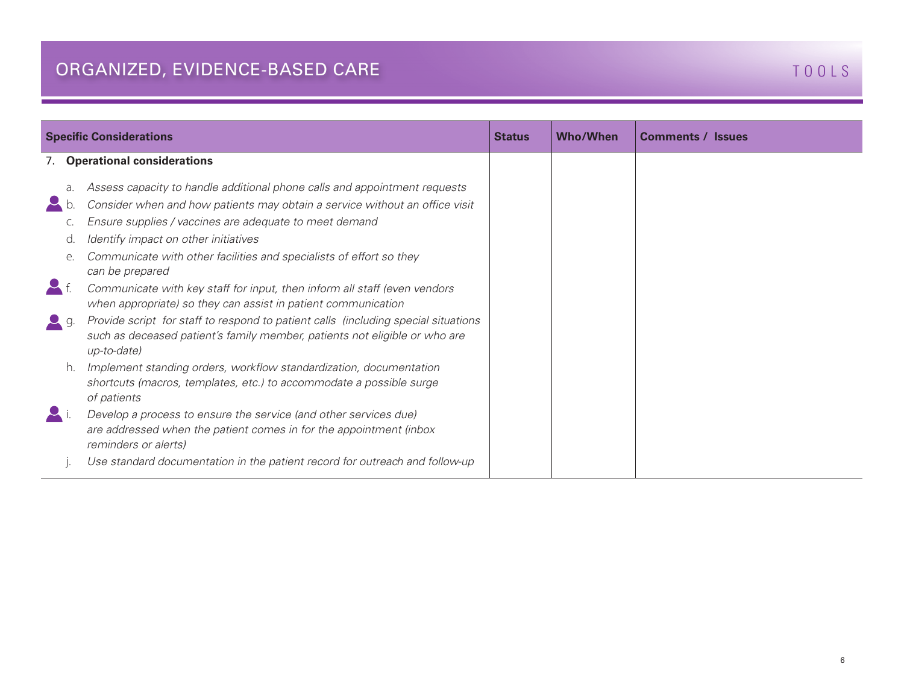## ORGANIZED, EVIDENCE-BASED CARE

TOOLS

| Specific Considerations | Status | Who/When | Comments / Issues |
|---|---|---|---|
| 7. **Operational considerations** | | | |
| a. *Assess capacity to handle additional phone calls and appointment requests* | | | |
| b. *Consider when and how patients may obtain a service without an office visit* | | | |
| c. *Ensure supplies / vaccines are adequate to meet demand* | | | |
| d. *Identify impact on other initiatives* | | | |
| e. *Communicate with other facilities and specialists of effort so they can be prepared* | | | |
| f. *Communicate with key staff for input, then inform all staff (even vendors when appropriate) so they can assist in patient communication* | | | |
| g. *Provide script for staff to respond to patient calls (including special situations such as deceased patient's family member, patients not eligible or who are up-to-date)* | | | |
| h. *Implement standing orders, workflow standardization, documentation shortcuts (macros, templates, etc.) to accommodate a possible surge of patients* | | | |
| i. *Develop a process to ensure the service (and other services due) are addressed when the patient comes in for the appointment (inbox reminders or alerts)* | | | |
| j. *Use standard documentation in the patient record for outreach and follow-up* | | | |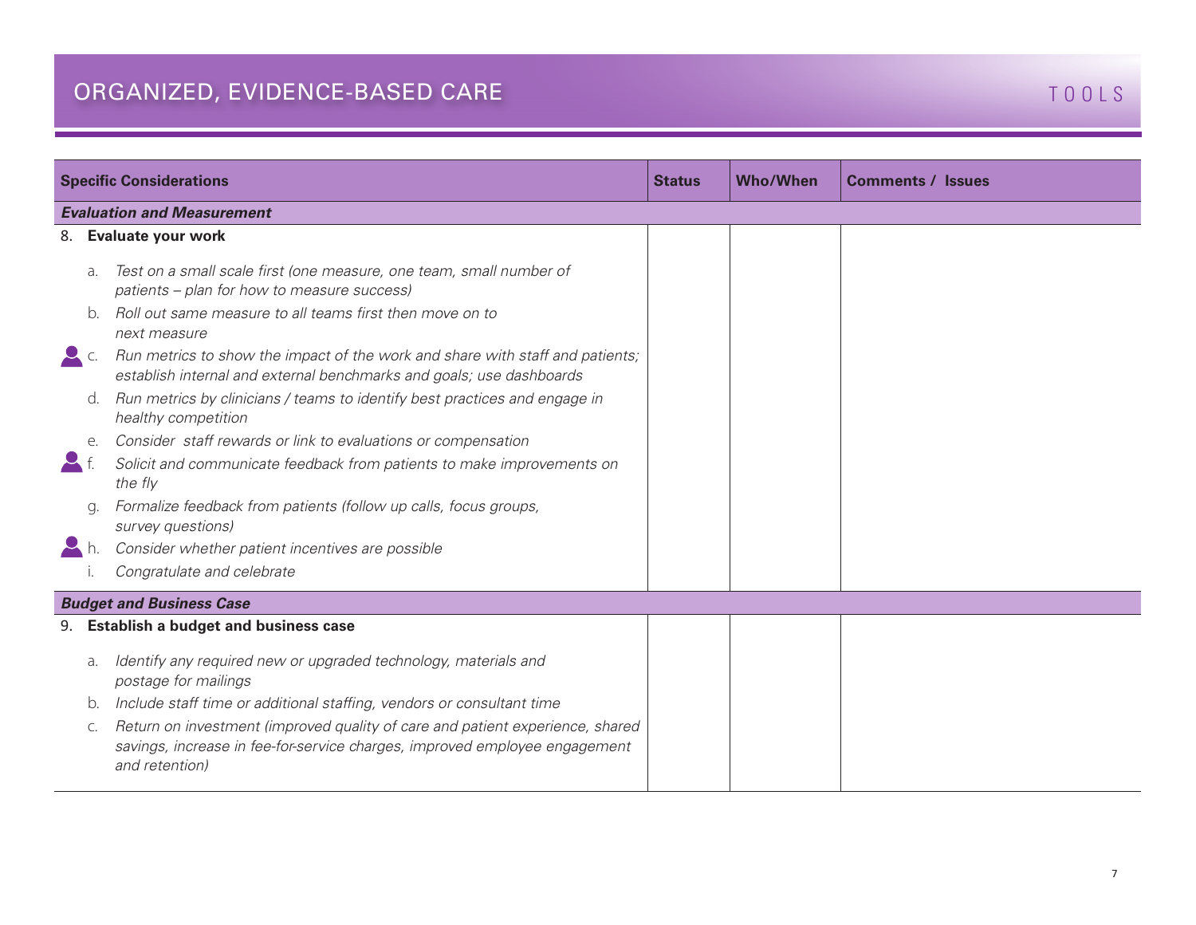## ORGANIZED, EVIDENCE-BASED CARE

TOOLS

| Specific Considerations | Status | Who/When | Comments / Issues |
|---|---|---|---|
| ***Evaluation and Measurement*** | | | |
| **8. Evaluate your work**<br>a. *Test on a small scale first (one measure, one team, small number of patients – plan for how to measure success)*<br>b. *Roll out same measure to all teams first then move on to next measure*<br>c. *Run metrics to show the impact of the work and share with staff and patients; establish internal and external benchmarks and goals; use dashboards*<br>d. *Run metrics by clinicians / teams to identify best practices and engage in healthy competition*<br>e. *Consider staff rewards or link to evaluations or compensation*<br>f. *Solicit and communicate feedback from patients to make improvements on the fly*<br>g. *Formalize feedback from patients (follow up calls, focus groups, survey questions)*<br>h. *Consider whether patient incentives are possible*<br>i. *Congratulate and celebrate* | | | |
| ***Budget and Business Case*** | | | |
| **9. Establish a budget and business case**<br>a. *Identify any required new or upgraded technology, materials and postage for mailings*<br>b. *Include staff time or additional staffing, vendors or consultant time*<br>c. *Return on investment (improved quality of care and patient experience, shared savings, increase in fee-for-service charges, improved employee engagement and retention)* | | | |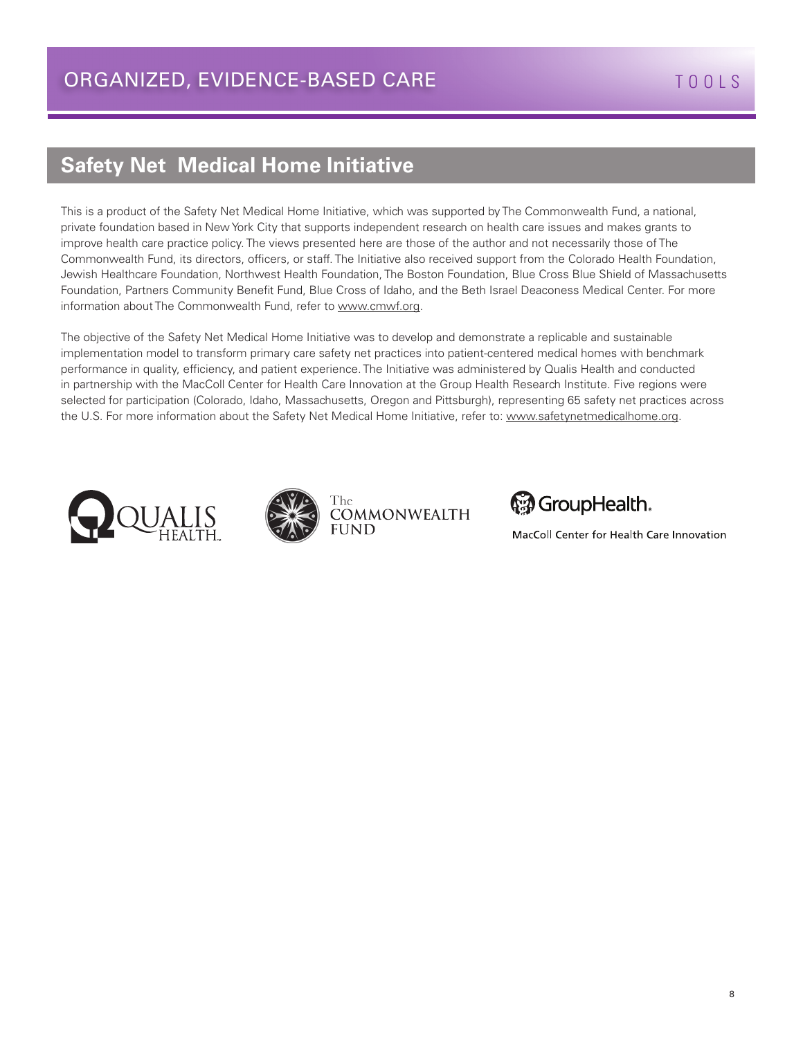## Safety Net Medical Home Initiative

This is a product of the Safety Net Medical Home Initiative, which was supported by The Commonwealth Fund, a national, private foundation based in New York City that supports independent research on health care issues and makes grants to improve health care practice policy. The views presented here are those of the author and not necessarily those of The Commonwealth Fund, its directors, officers, or staff. The Initiative also received support from the Colorado Health Foundation, Jewish Healthcare Foundation, Northwest Health Foundation, The Boston Foundation, Blue Cross Blue Shield of Massachusetts Foundation, Partners Community Benefit Fund, Blue Cross of Idaho, and the Beth Israel Deaconess Medical Center. For more information about The Commonwealth Fund, refer to www.cmwf.org.

The objective of the Safety Net Medical Home Initiative was to develop and demonstrate a replicable and sustainable implementation model to transform primary care safety net practices into patient-centered medical homes with benchmark performance in quality, efficiency, and patient experience. The Initiative was administered by Qualis Health and conducted in partnership with the MacColl Center for Health Care Innovation at the Group Health Research Institute. Five regions were selected for participation (Colorado, Idaho, Massachusetts, Oregon and Pittsburgh), representing 65 safety net practices across the U.S. For more information about the Safety Net Medical Home Initiative, refer to: www.safetynetmedicalhome.org.

QUALIS HEALTH

The COMMONWEALTH FUND

GroupHealth.
MacColl Center for Health Care Innovation